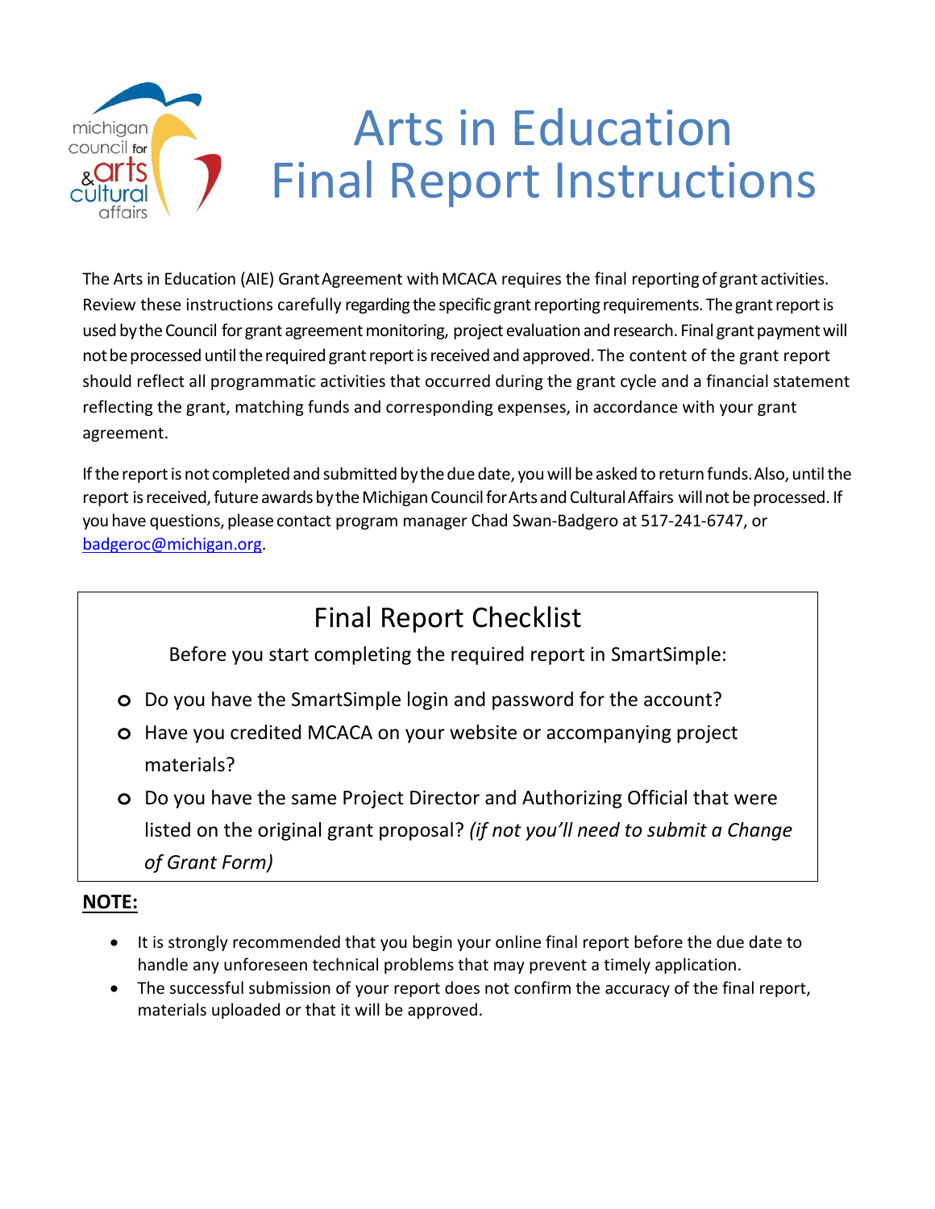# Arts in Education Final Report Instructions

The Arts in Education (AIE) Grant Agreement with MCACA requires the final reporting of grant activities. Review these instructions carefully regarding the specific grant reporting requirements. The grant report is used by the Council for grant agreement monitoring, project evaluation and research. Final grant payment will not be processed until the required grant report is received and approved. The content of the grant report should reflect all programmatic activities that occurred during the grant cycle and a financial statement reflecting the grant, matching funds and corresponding expenses, in accordance with your grant agreement.

If the report is not completed and submitted by the due date, you will be asked to return funds. Also, until the report is received, future awards by the Michigan Council for Arts and Cultural Affairs will not be processed. If you have questions, please contact program manager Chad Swan-Badgero at 517-241-6747, or [badgeroc@michigan.org](mailto:badgeroc@michigan.org).

## Final Report Checklist

Before you start completing the required report in SmartSimple:

- Do you have the SmartSimple login and password for the account?
- Have you credited MCACA on your website or accompanying project materials?
- Do you have the same Project Director and Authorizing Official that were listed on the original grant proposal? *(if not you'll need to submit a Change of Grant Form)*

**NOTE:**

- It is strongly recommended that you begin your online final report before the due date to handle any unforeseen technical problems that may prevent a timely application.
- The successful submission of your report does not confirm the accuracy of the final report, materials uploaded or that it will be approved.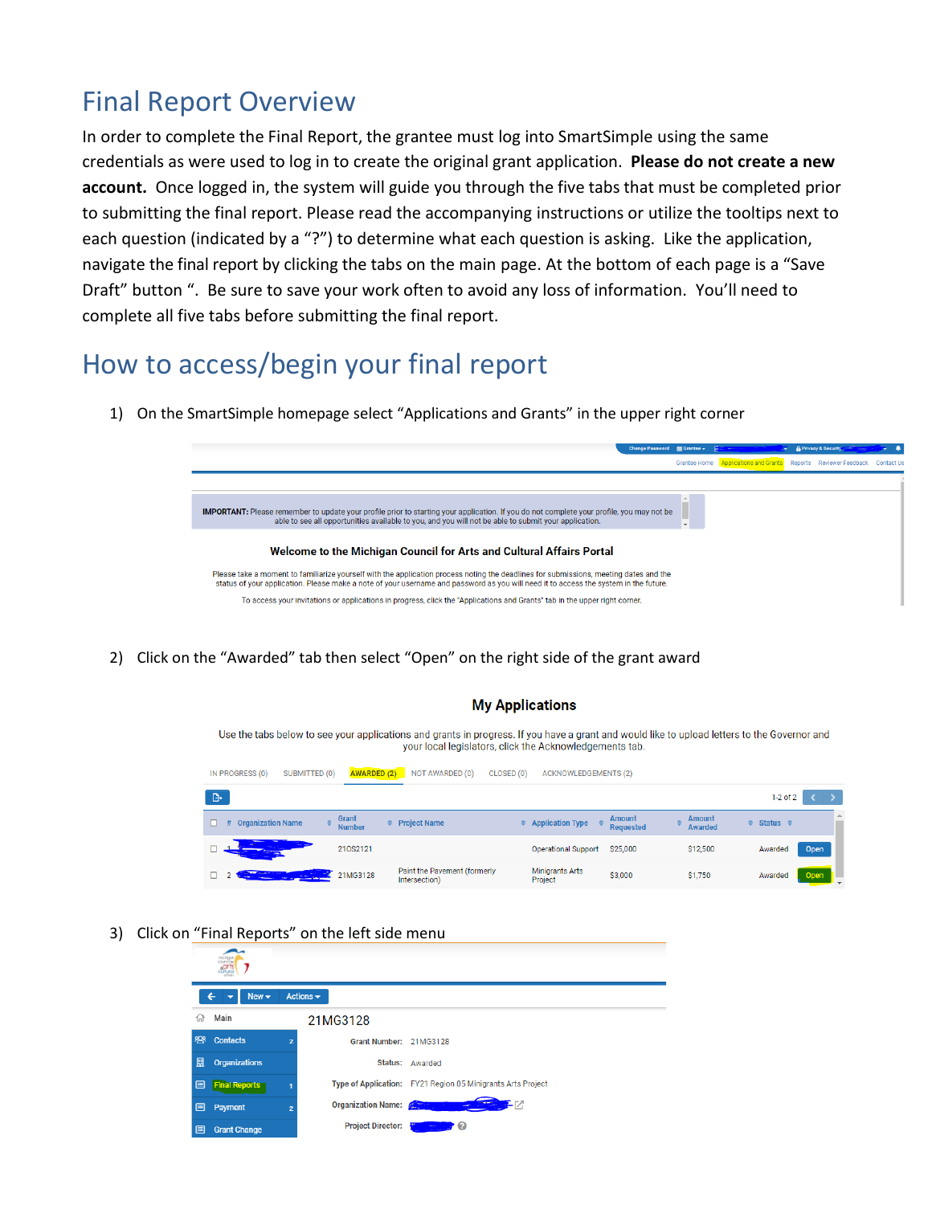## Final Report Overview

In order to complete the Final Report, the grantee must log into SmartSimple using the same credentials as were used to log in to create the original grant application. **Please do not create a new account.** Once logged in, the system will guide you through the five tabs that must be completed prior to submitting the final report. Please read the accompanying instructions or utilize the tooltips next to each question (indicated by a "?") to determine what each question is asking. Like the application, navigate the final report by clicking the tabs on the main page. At the bottom of each page is a "Save Draft" button ". Be sure to save your work often to avoid any loss of information. You'll need to complete all five tabs before submitting the final report.

## How to access/begin your final report

1) On the SmartSimple homepage select "Applications and Grants" in the upper right corner

2) Click on the "Awarded" tab then select "Open" on the right side of the grant award

3) Click on "Final Reports" on the left side menu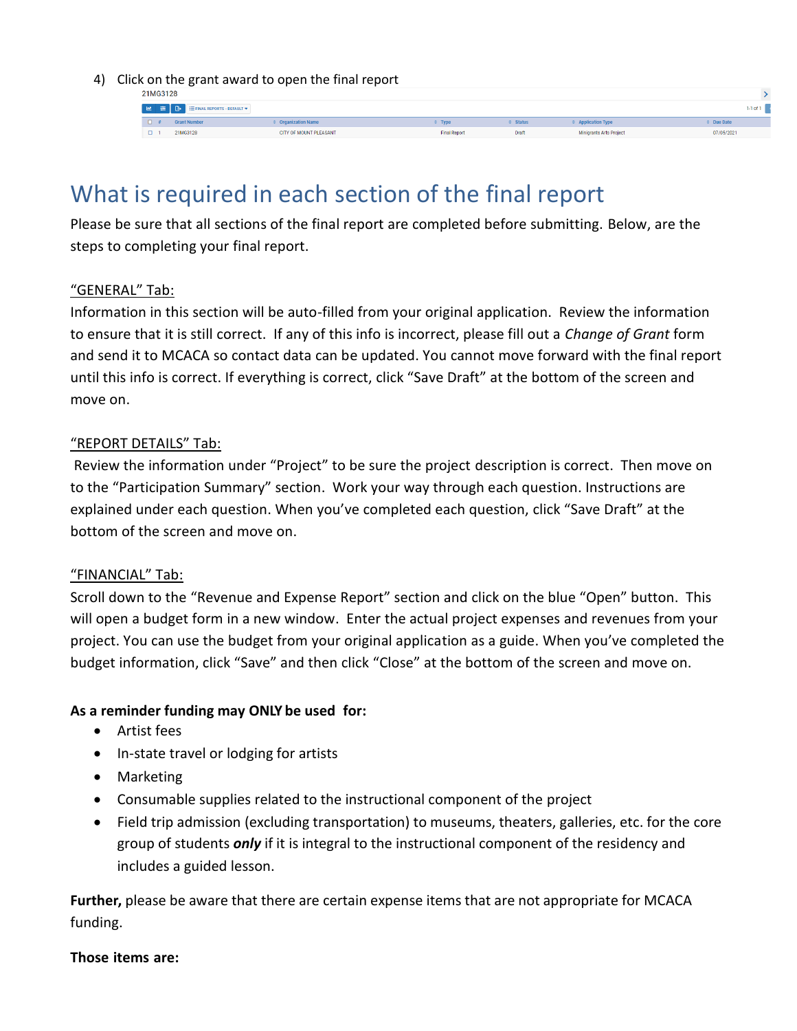4) Click on the grant award to open the final report

21MG3128

| # | Grant Number | Organization Name | Type | Status | Application Type | Due Date |
|---|---|---|---|---|---|---|
| 1 | 21MG3128 | CITY OF MOUNT PLEASANT | Final Report | Draft | Minigrants Arts Project | 07/05/2021 |

# What is required in each section of the final report

Please be sure that all sections of the final report are completed before submitting. Below, are the steps to completing your final report.

"GENERAL" Tab:

Information in this section will be auto-filled from your original application. Review the information to ensure that it is still correct. If any of this info is incorrect, please fill out a *Change of Grant* form and send it to MCACA so contact data can be updated. You cannot move forward with the final report until this info is correct. If everything is correct, click "Save Draft" at the bottom of the screen and move on.

"REPORT DETAILS" Tab:

Review the information under "Project" to be sure the project description is correct. Then move on to the "Participation Summary" section. Work your way through each question. Instructions are explained under each question. When you've completed each question, click "Save Draft" at the bottom of the screen and move on.

"FINANCIAL" Tab:

Scroll down to the "Revenue and Expense Report" section and click on the blue "Open" button. This will open a budget form in a new window. Enter the actual project expenses and revenues from your project. You can use the budget from your original application as a guide. When you've completed the budget information, click "Save" and then click "Close" at the bottom of the screen and move on.

**As a reminder funding may ONLY be used for:**

- Artist fees
- In-state travel or lodging for artists
- Marketing
- Consumable supplies related to the instructional component of the project
- Field trip admission (excluding transportation) to museums, theaters, galleries, etc. for the core group of students ***only*** if it is integral to the instructional component of the residency and includes a guided lesson.

**Further,** please be aware that there are certain expense items that are not appropriate for MCACA funding.

**Those items are:**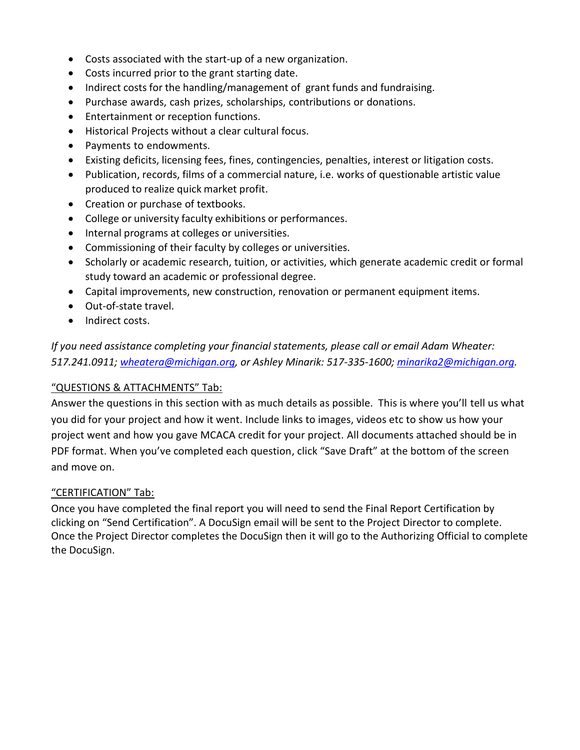- Costs associated with the start-up of a new organization.
- Costs incurred prior to the grant starting date.
- Indirect costs for the handling/management of grant funds and fundraising.
- Purchase awards, cash prizes, scholarships, contributions or donations.
- Entertainment or reception functions.
- Historical Projects without a clear cultural focus.
- Payments to endowments.
- Existing deficits, licensing fees, fines, contingencies, penalties, interest or litigation costs.
- Publication, records, films of a commercial nature, i.e. works of questionable artistic value produced to realize quick market profit.
- Creation or purchase of textbooks.
- College or university faculty exhibitions or performances.
- Internal programs at colleges or universities.
- Commissioning of their faculty by colleges or universities.
- Scholarly or academic research, tuition, or activities, which generate academic credit or formal study toward an academic or professional degree.
- Capital improvements, new construction, renovation or permanent equipment items.
- Out-of-state travel.
- Indirect costs.

*If you need assistance completing your financial statements, please call or email Adam Wheater: 517.241.0911; [wheatera@michigan.org](mailto:wheatera@michigan.org), or Ashley Minarik: 517-335-1600; [minarika2@michigan.org](mailto:minarika2@michigan.org).*

<u>"QUESTIONS & ATTACHMENTS" Tab:</u>

Answer the questions in this section with as much details as possible. This is where you'll tell us what you did for your project and how it went. Include links to images, videos etc to show us how your project went and how you gave MCACA credit for your project. All documents attached should be in PDF format. When you've completed each question, click "Save Draft" at the bottom of the screen and move on.

<u>"CERTIFICATION" Tab:</u>

Once you have completed the final report you will need to send the Final Report Certification by clicking on "Send Certification". A DocuSign email will be sent to the Project Director to complete. Once the Project Director completes the DocuSign then it will go to the Authorizing Official to complete the DocuSign.